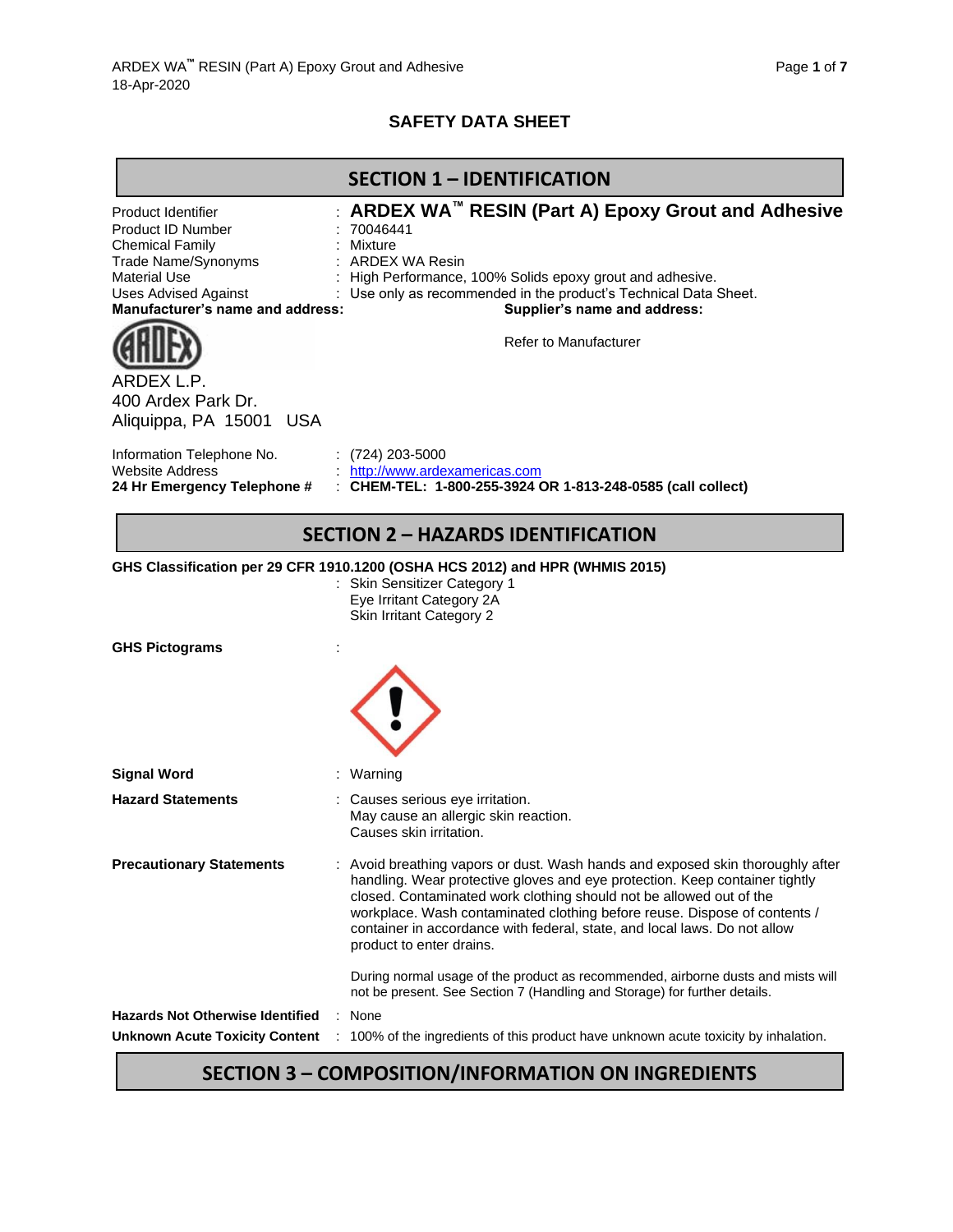# SAFETY DATA SHEET

## SECTION 1 – IDENTIFICATION

| | | |
|---|---|---|
| Product Identifier | : | **ARDEX WA™ RESIN (Part A) Epoxy Grout and Adhesive** |
| Product ID Number | : | 70046441 |
| Chemical Family | : | Mixture |
| Trade Name/Synonyms | : | ARDEX WA Resin |
| Material Use | : | High Performance, 100% Solids epoxy grout and adhesive. |
| Uses Advised Against | : | Use only as recommended in the product's Technical Data Sheet. |

**Manufacturer's name and address:**

ARDEX L.P.
400 Ardex Park Dr.
Aliquippa, PA 15001 USA

**Supplier's name and address:**

Refer to Manufacturer

| | | |
|---|---|---|
| Information Telephone No. | : | (724) 203-5000 |
| Website Address | : | http://www.ardexamericas.com |
| **24 Hr Emergency Telephone #** | : | **CHEM-TEL: 1-800-255-3924 OR 1-813-248-0585 (call collect)** |

## SECTION 2 – HAZARDS IDENTIFICATION

**GHS Classification per 29 CFR 1910.1200 (OSHA HCS 2012) and HPR (WHMIS 2015)**

: Skin Sensitizer Category 1
Eye Irritant Category 2A
Skin Irritant Category 2

**GHS Pictograms** :

**Signal Word** : Warning

**Hazard Statements** : Causes serious eye irritation.
May cause an allergic skin reaction.
Causes skin irritation.

**Precautionary Statements** : Avoid breathing vapors or dust. Wash hands and exposed skin thoroughly after handling. Wear protective gloves and eye protection. Keep container tightly closed. Contaminated work clothing should not be allowed out of the workplace. Wash contaminated clothing before reuse. Dispose of contents / container in accordance with federal, state, and local laws. Do not allow product to enter drains.

During normal usage of the product as recommended, airborne dusts and mists will not be present. See Section 7 (Handling and Storage) for further details.

**Hazards Not Otherwise Identified** : None

**Unknown Acute Toxicity Content** : 100% of the ingredients of this product have unknown acute toxicity by inhalation.

## SECTION 3 – COMPOSITION/INFORMATION ON INGREDIENTS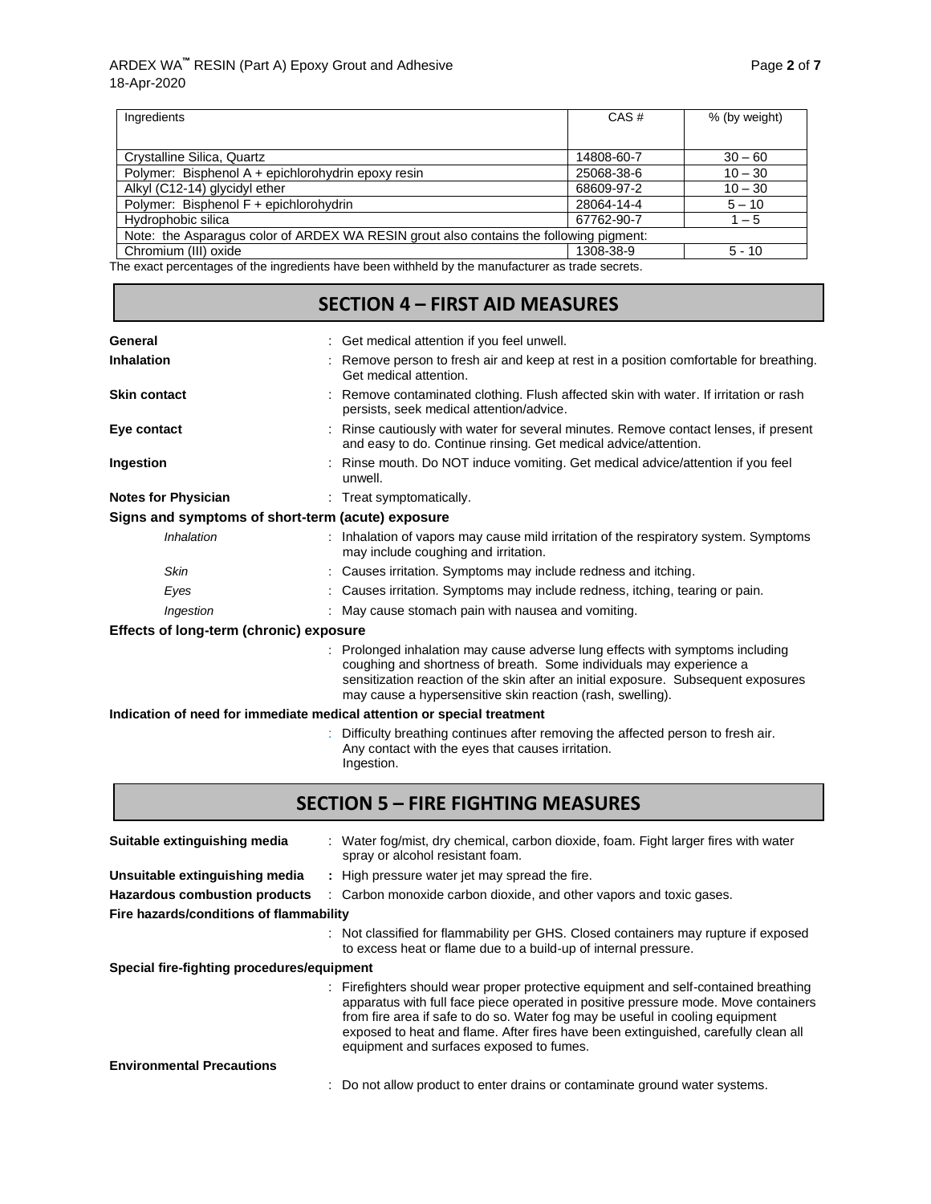| Ingredients | CAS # | % (by weight) |
| --- | --- | --- |
| Crystalline Silica, Quartz | 14808-60-7 | 30 – 60 |
| Polymer: Bisphenol A + epichlorohydrin epoxy resin | 25068-38-6 | 10 – 30 |
| Alkyl (C12-14) glycidyl ether | 68609-97-2 | 10 – 30 |
| Polymer: Bisphenol F + epichlorohydrin | 28064-14-4 | 5 – 10 |
| Hydrophobic silica | 67762-90-7 | 1 – 5 |
| Note: the Asparagus color of ARDEX WA RESIN grout also contains the following pigment: | | |
| Chromium (III) oxide | 1308-38-9 | 5 - 10 |

The exact percentages of the ingredients have been withheld by the manufacturer as trade secrets.

## SECTION 4 – FIRST AID MEASURES

**General** : Get medical attention if you feel unwell.

**Inhalation** : Remove person to fresh air and keep at rest in a position comfortable for breathing. Get medical attention.

**Skin contact** : Remove contaminated clothing. Flush affected skin with water. If irritation or rash persists, seek medical attention/advice.

**Eye contact** : Rinse cautiously with water for several minutes. Remove contact lenses, if present and easy to do. Continue rinsing. Get medical advice/attention.

**Ingestion** : Rinse mouth. Do NOT induce vomiting. Get medical advice/attention if you feel unwell.

**Notes for Physician** : Treat symptomatically.

**Signs and symptoms of short-term (acute) exposure**

*Inhalation* : Inhalation of vapors may cause mild irritation of the respiratory system. Symptoms may include coughing and irritation.

*Skin* : Causes irritation. Symptoms may include redness and itching.

*Eyes* : Causes irritation. Symptoms may include redness, itching, tearing or pain.

*Ingestion* : May cause stomach pain with nausea and vomiting.

**Effects of long-term (chronic) exposure**

: Prolonged inhalation may cause adverse lung effects with symptoms including coughing and shortness of breath. Some individuals may experience a sensitization reaction of the skin after an initial exposure. Subsequent exposures may cause a hypersensitive skin reaction (rash, swelling).

**Indication of need for immediate medical attention or special treatment**

: Difficulty breathing continues after removing the affected person to fresh air.
Any contact with the eyes that causes irritation.
Ingestion.

## SECTION 5 – FIRE FIGHTING MEASURES

**Suitable extinguishing media** : Water fog/mist, dry chemical, carbon dioxide, foam. Fight larger fires with water spray or alcohol resistant foam.

**Unsuitable extinguishing media** : High pressure water jet may spread the fire.

**Hazardous combustion products** : Carbon monoxide carbon dioxide, and other vapors and toxic gases.

**Fire hazards/conditions of flammability**

: Not classified for flammability per GHS. Closed containers may rupture if exposed to excess heat or flame due to a build-up of internal pressure.

**Special fire-fighting procedures/equipment**

: Firefighters should wear proper protective equipment and self-contained breathing apparatus with full face piece operated in positive pressure mode. Move containers from fire area if safe to do so. Water fog may be useful in cooling equipment exposed to heat and flame. After fires have been extinguished, carefully clean all equipment and surfaces exposed to fumes.

**Environmental Precautions**

: Do not allow product to enter drains or contaminate ground water systems.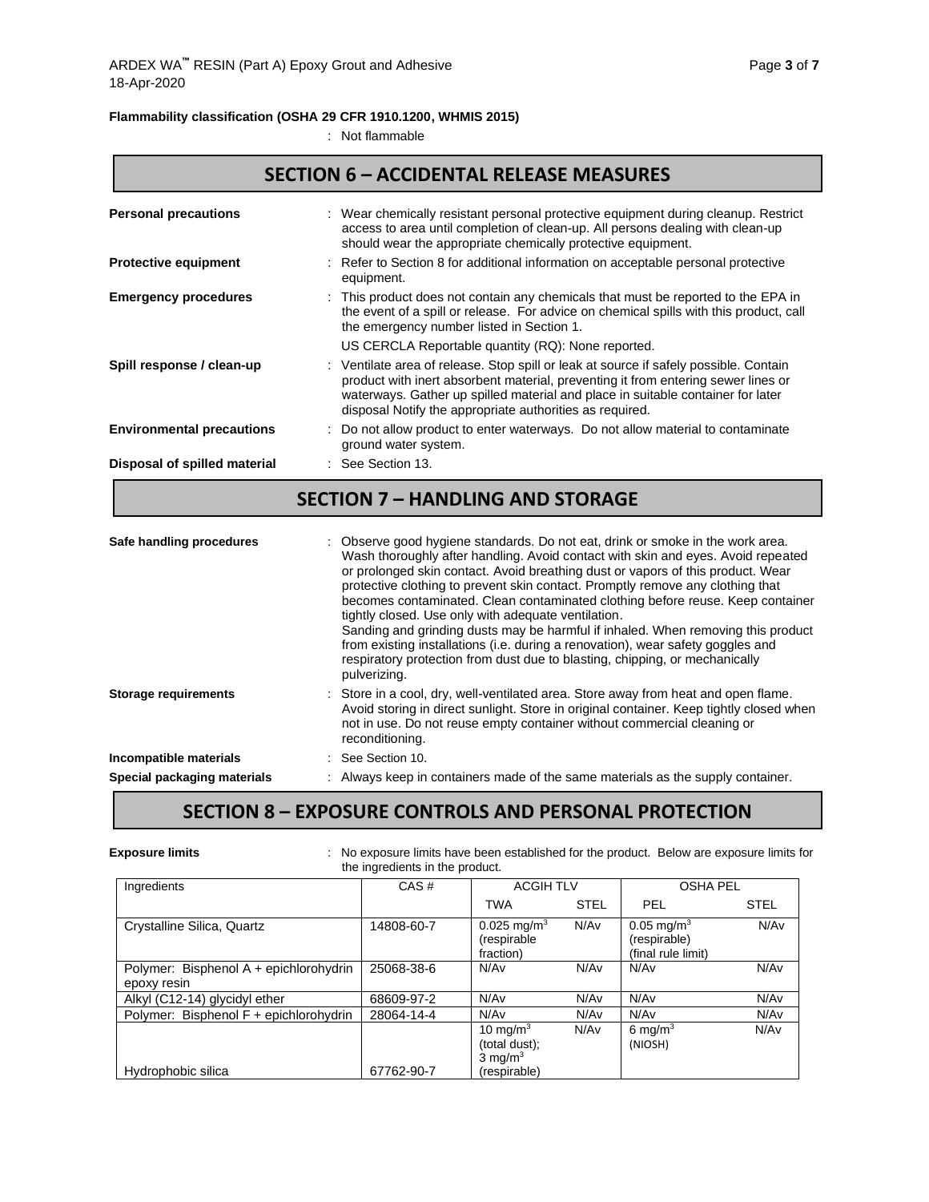**Flammability classification (OSHA 29 CFR 1910.1200, WHMIS 2015)**

: Not flammable

## SECTION 6 – ACCIDENTAL RELEASE MEASURES

**Personal precautions** : Wear chemically resistant personal protective equipment during cleanup. Restrict access to area until completion of clean-up. All persons dealing with clean-up should wear the appropriate chemically protective equipment.

**Protective equipment** : Refer to Section 8 for additional information on acceptable personal protective equipment.

**Emergency procedures** : This product does not contain any chemicals that must be reported to the EPA in the event of a spill or release. For advice on chemical spills with this product, call the emergency number listed in Section 1.

US CERCLA Reportable quantity (RQ): None reported.

**Spill response / clean-up** : Ventilate area of release. Stop spill or leak at source if safely possible. Contain product with inert absorbent material, preventing it from entering sewer lines or waterways. Gather up spilled material and place in suitable container for later disposal Notify the appropriate authorities as required.

**Environmental precautions** : Do not allow product to enter waterways. Do not allow material to contaminate ground water system.

**Disposal of spilled material** : See Section 13.

## SECTION 7 – HANDLING AND STORAGE

**Safe handling procedures** : Observe good hygiene standards. Do not eat, drink or smoke in the work area. Wash thoroughly after handling. Avoid contact with skin and eyes. Avoid repeated or prolonged skin contact. Avoid breathing dust or vapors of this product. Wear protective clothing to prevent skin contact. Promptly remove any clothing that becomes contaminated. Clean contaminated clothing before reuse. Keep container tightly closed. Use only with adequate ventilation.
Sanding and grinding dusts may be harmful if inhaled. When removing this product from existing installations (i.e. during a renovation), wear safety goggles and respiratory protection from dust due to blasting, chipping, or mechanically pulverizing.

**Storage requirements** : Store in a cool, dry, well-ventilated area. Store away from heat and open flame. Avoid storing in direct sunlight. Store in original container. Keep tightly closed when not in use. Do not reuse empty container without commercial cleaning or reconditioning.

**Incompatible materials** : See Section 10.

**Special packaging materials** : Always keep in containers made of the same materials as the supply container.

## SECTION 8 – EXPOSURE CONTROLS AND PERSONAL PROTECTION

**Exposure limits** : No exposure limits have been established for the product. Below are exposure limits for the ingredients in the product.

| Ingredients | CAS # | ACGIH TLV | | OSHA PEL | |
|---|---|---|---|---|---|
| | | TWA | STEL | PEL | STEL |
| Crystalline Silica, Quartz | 14808-60-7 | 0.025 mg/m$^3$ (respirable fraction) | N/Av | 0.05 mg/m$^3$ (respirable) (final rule limit) | N/Av |
| Polymer: Bisphenol A + epichlorohydrin epoxy resin | 25068-38-6 | N/Av | N/Av | N/Av | N/Av |
| Alkyl (C12-14) glycidyl ether | 68609-97-2 | N/Av | N/Av | N/Av | N/Av |
| Polymer: Bisphenol F + epichlorohydrin | 28064-14-4 | N/Av | N/Av | N/Av | N/Av |
| Hydrophobic silica | 67762-90-7 | 10 mg/m$^3$ (total dust); 3 mg/m$^3$ (respirable) | N/Av | 6 mg/m$^3$ (NIOSH) | N/Av |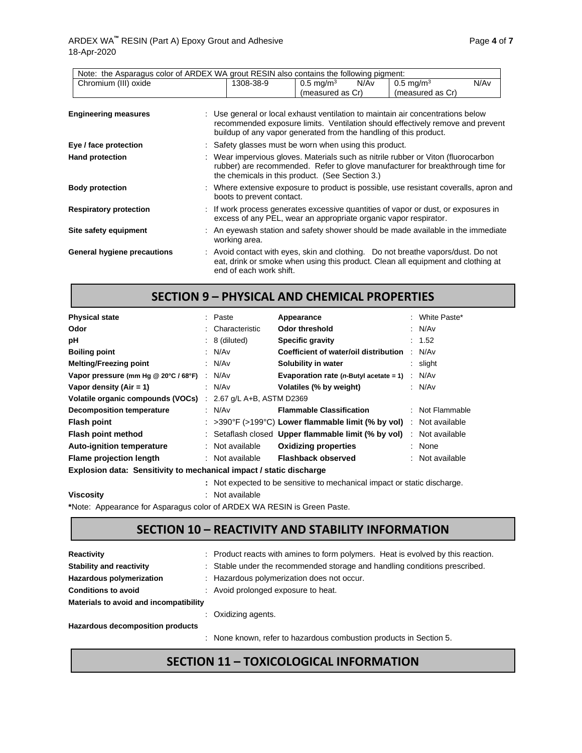| Note: the Asparagus color of ARDEX WA grout RESIN also contains the following pigment: | | | | | |
|---|---|---|---|---|---|
| Chromium (III) oxide | 1308-38-9 | 0.5 mg/m$^3$ (measured as Cr) | N/Av | 0.5 mg/m$^3$ (measured as Cr) | N/Av |

**Engineering measures** : Use general or local exhaust ventilation to maintain air concentrations below recommended exposure limits. Ventilation should effectively remove and prevent buildup of any vapor generated from the handling of this product.

**Eye / face protection** : Safety glasses must be worn when using this product.

**Hand protection** : Wear impervious gloves. Materials such as nitrile rubber or Viton (fluorocarbon rubber) are recommended. Refer to glove manufacturer for breakthrough time for the chemicals in this product. (See Section 3.)

**Body protection** : Where extensive exposure to product is possible, use resistant coveralls, apron and boots to prevent contact.

**Respiratory protection** : If work process generates excessive quantities of vapor or dust, or exposures in excess of any PEL, wear an appropriate organic vapor respirator.

**Site safety equipment** : An eyewash station and safety shower should be made available in the immediate working area.

**General hygiene precautions** : Avoid contact with eyes, skin and clothing. Do not breathe vapors/dust. Do not eat, drink or smoke when using this product. Clean all equipment and clothing at end of each work shift.

## SECTION 9 – PHYSICAL AND CHEMICAL PROPERTIES

| | | | |
|---|---|---|---|
| **Physical state** | : Paste | **Appearance** | : White Paste* |
| **Odor** | : Characteristic | **Odor threshold** | : N/Av |
| **pH** | : 8 (diluted) | **Specific gravity** | : 1.52 |
| **Boiling point** | : N/Av | **Coefficient of water/oil distribution** | : N/Av |
| **Melting/Freezing point** | : N/Av | **Solubility in water** | : slight |
| **Vapor pressure (mm Hg @ 20°C / 68°F)** | : N/Av | **Evaporation rate (*n*-Butyl acetate = 1)** | : N/Av |
| **Vapor density (Air = 1)** | : N/Av | **Volatiles (% by weight)** | : N/Av |
| **Volatile organic compounds (VOCs)** | : 2.67 g/L A+B, ASTM D2369 | | |
| **Decomposition temperature** | : N/Av | **Flammable Classification** | : Not Flammable |
| **Flash point** | : >390°F (>199°C) | **Lower flammable limit (% by vol)** | : Not available |
| **Flash point method** | : Setaflash closed | **Upper flammable limit (% by vol)** | : Not available |
| **Auto-ignition temperature** | : Not available | **Oxidizing properties** | : None |
| **Flame projection length** | : Not available | **Flashback observed** | : Not available |

**Explosion data: Sensitivity to mechanical impact / static discharge**

: Not expected to be sensitive to mechanical impact or static discharge.

**Viscosity** : Not available

***Note:** Appearance for Asparagus color of ARDEX WA RESIN is Green Paste.

## SECTION 10 – REACTIVITY AND STABILITY INFORMATION

**Reactivity** : Product reacts with amines to form polymers. Heat is evolved by this reaction.

**Stability and reactivity** : Stable under the recommended storage and handling conditions prescribed.

**Hazardous polymerization** : Hazardous polymerization does not occur.

**Conditions to avoid** : Avoid prolonged exposure to heat.

**Materials to avoid and incompatibility**

: Oxidizing agents.

**Hazardous decomposition products**

: None known, refer to hazardous combustion products in Section 5.

## SECTION 11 – TOXICOLOGICAL INFORMATION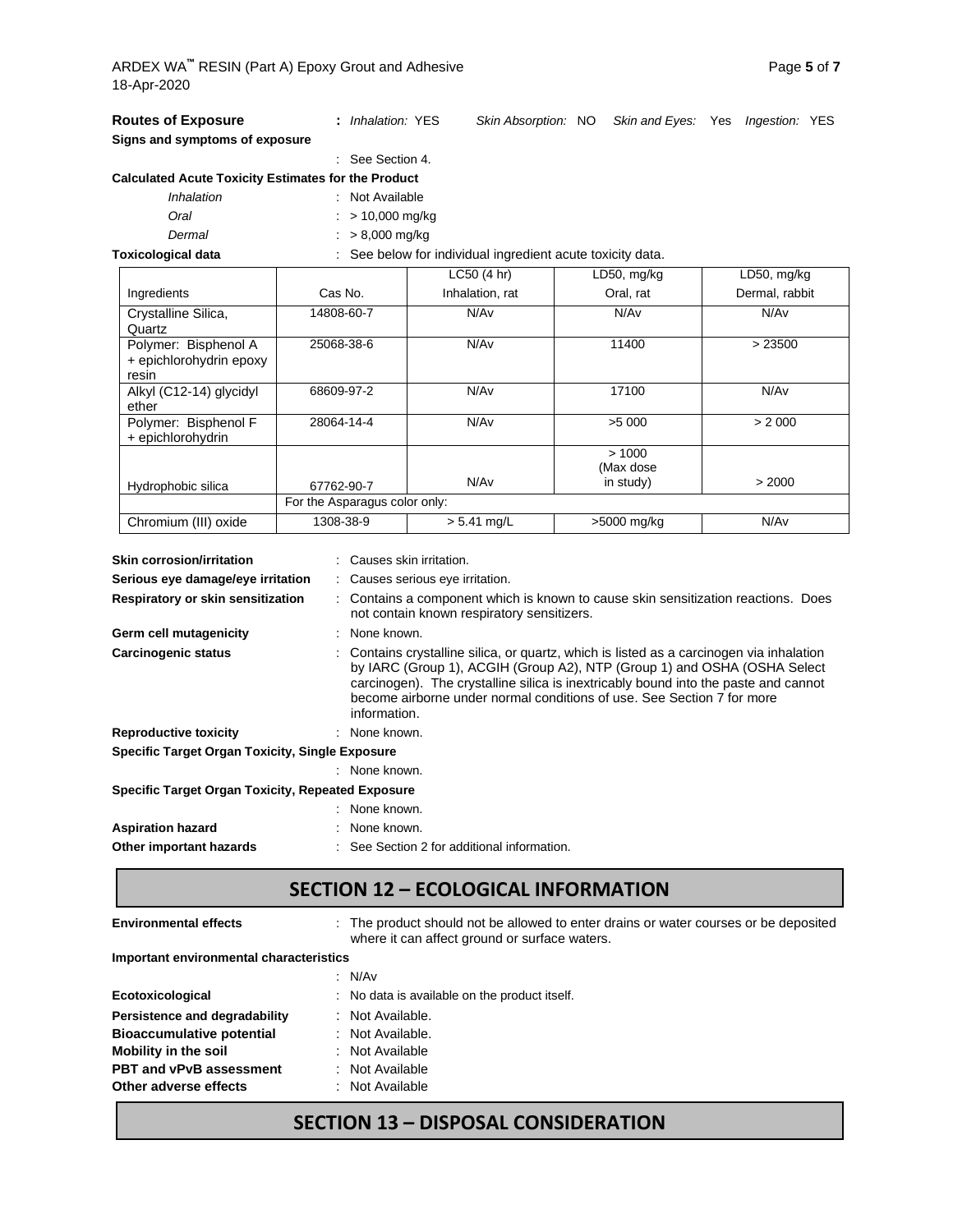**Routes of Exposure** : *Inhalation:* YES *Skin Absorption:* NO *Skin and Eyes:* Yes *Ingestion:* YES

**Signs and symptoms of exposure**

: See Section 4.

**Calculated Acute Toxicity Estimates for the Product**

*Inhalation* : Not Available

*Oral* : > 10,000 mg/kg

*Dermal* : > 8,000 mg/kg

**Toxicological data** : See below for individual ingredient acute toxicity data.

| Ingredients | Cas No. | LC50 (4 hr) Inhalation, rat | LD50, mg/kg Oral, rat | LD50, mg/kg Dermal, rabbit |
|---|---|---|---|---|
| Crystalline Silica, Quartz | 14808-60-7 | N/Av | N/Av | N/Av |
| Polymer: Bisphenol A + epichlorohydrin epoxy resin | 25068-38-6 | N/Av | 11400 | > 23500 |
| Alkyl (C12-14) glycidyl ether | 68609-97-2 | N/Av | 17100 | N/Av |
| Polymer: Bisphenol F + epichlorohydrin | 28064-14-4 | N/Av | >5 000 | > 2 000 |
| Hydrophobic silica | 67762-90-7 | N/Av | > 1000 (Max dose in study) | > 2000 |
| | For the Asparagus color only: | | | |
| Chromium (III) oxide | 1308-38-9 | > 5.41 mg/L | >5000 mg/kg | N/Av |

**Skin corrosion/irritation** : Causes skin irritation.

**Serious eye damage/eye irritation** : Causes serious eye irritation.

**Respiratory or skin sensitization** : Contains a component which is known to cause skin sensitization reactions. Does not contain known respiratory sensitizers.

**Germ cell mutagenicity** : None known.

**Carcinogenic status** : Contains crystalline silica, or quartz, which is listed as a carcinogen via inhalation by IARC (Group 1), ACGIH (Group A2), NTP (Group 1) and OSHA (OSHA Select carcinogen). The crystalline silica is inextricably bound into the paste and cannot become airborne under normal conditions of use. See Section 7 for more information.

**Reproductive toxicity** : None known.

**Specific Target Organ Toxicity, Single Exposure**

: None known.

**Specific Target Organ Toxicity, Repeated Exposure**

: None known.

**Aspiration hazard** : None known.

**Other important hazards** : See Section 2 for additional information.

## SECTION 12 – ECOLOGICAL INFORMATION

**Environmental effects** : The product should not be allowed to enter drains or water courses or be deposited where it can affect ground or surface waters.

**Important environmental characteristics**

: N/Av

**Ecotoxicological** : No data is available on the product itself.

**Persistence and degradability** : Not Available.

**Bioaccumulative potential** : Not Available.

**Mobility in the soil** : Not Available

**PBT and vPvB assessment** : Not Available

**Other adverse effects** : Not Available

## SECTION 13 – DISPOSAL CONSIDERATION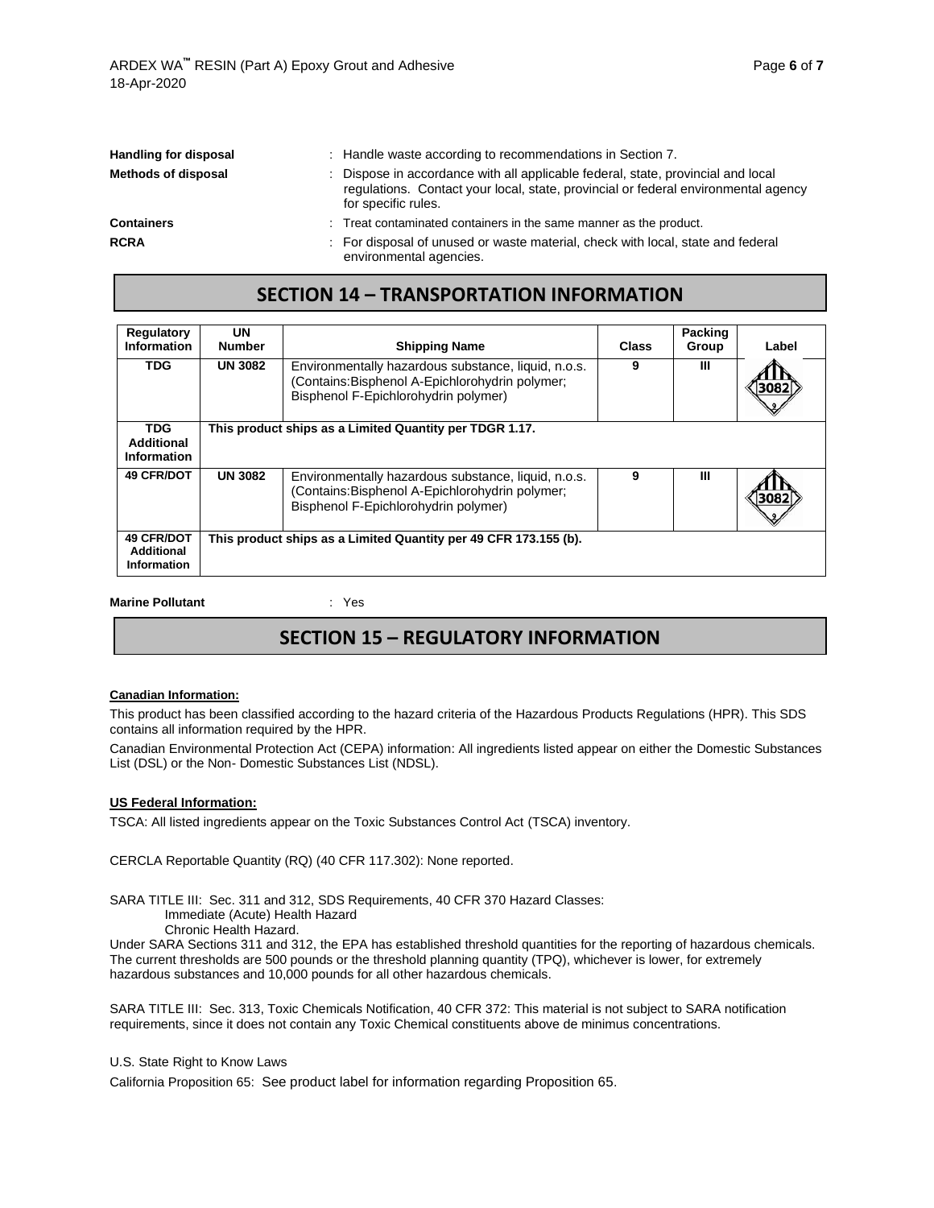**Handling for disposal** : Handle waste according to recommendations in Section 7.

**Methods of disposal** : Dispose in accordance with all applicable federal, state, provincial and local regulations. Contact your local, state, provincial or federal environmental agency for specific rules.

**Containers** : Treat contaminated containers in the same manner as the product.

**RCRA** : For disposal of unused or waste material, check with local, state and federal environmental agencies.

## SECTION 14 – TRANSPORTATION INFORMATION

| Regulatory Information | UN Number | Shipping Name | Class | Packing Group | Label |
|---|---|---|---|---|---|
| **TDG** | **UN 3082** | Environmentally hazardous substance, liquid, n.o.s. (Contains:Bisphenol A-Epichlorohydrin polymer; Bisphenol F-Epichlorohydrin polymer) | 9 | III | 3082 |
| **TDG Additional Information** | **This product ships as a Limited Quantity per TDGR 1.17.** | | | | |
| **49 CFR/DOT** | **UN 3082** | Environmentally hazardous substance, liquid, n.o.s. (Contains:Bisphenol A-Epichlorohydrin polymer; Bisphenol F-Epichlorohydrin polymer) | 9 | III | 3082 |
| **49 CFR/DOT Additional Information** | **This product ships as a Limited Quantity per 49 CFR 173.155 (b).** | | | | |

**Marine Pollutant** : Yes

## SECTION 15 – REGULATORY INFORMATION

**Canadian Information:**

This product has been classified according to the hazard criteria of the Hazardous Products Regulations (HPR). This SDS contains all information required by the HPR.

Canadian Environmental Protection Act (CEPA) information: All ingredients listed appear on either the Domestic Substances List (DSL) or the Non- Domestic Substances List (NDSL).

**US Federal Information:**

TSCA: All listed ingredients appear on the Toxic Substances Control Act (TSCA) inventory.

CERCLA Reportable Quantity (RQ) (40 CFR 117.302): None reported.

SARA TITLE III: Sec. 311 and 312, SDS Requirements, 40 CFR 370 Hazard Classes:
Immediate (Acute) Health Hazard
Chronic Health Hazard.

Under SARA Sections 311 and 312, the EPA has established threshold quantities for the reporting of hazardous chemicals. The current thresholds are 500 pounds or the threshold planning quantity (TPQ), whichever is lower, for extremely hazardous substances and 10,000 pounds for all other hazardous chemicals.

SARA TITLE III: Sec. 313, Toxic Chemicals Notification, 40 CFR 372: This material is not subject to SARA notification requirements, since it does not contain any Toxic Chemical constituents above de minimus concentrations.

U.S. State Right to Know Laws

California Proposition 65: See product label for information regarding Proposition 65.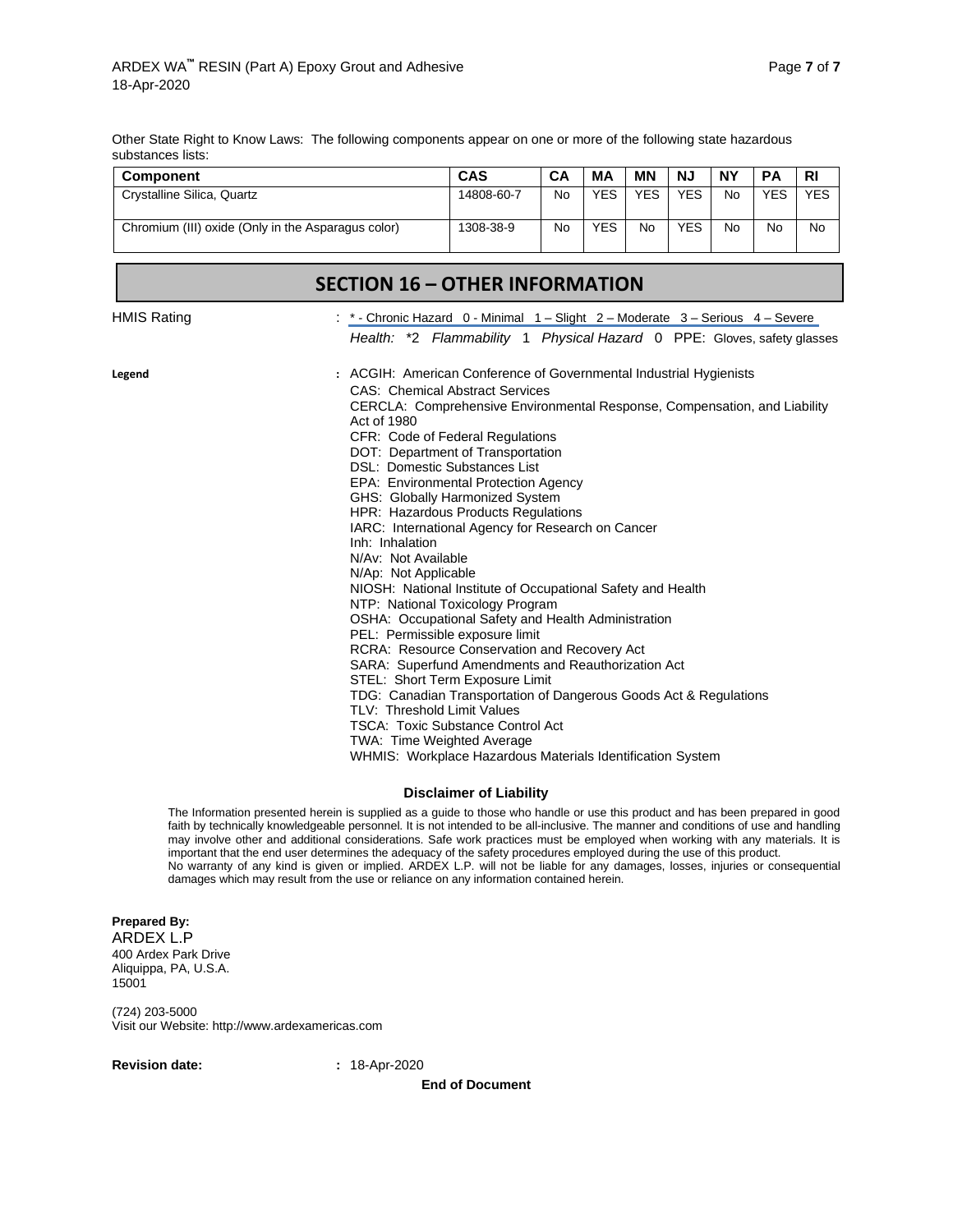Other State Right to Know Laws: The following components appear on one or more of the following state hazardous substances lists:

| Component | CAS | CA | MA | MN | NJ | NY | PA | RI |
|---|---|---|---|---|---|---|---|---|
| Crystalline Silica, Quartz | 14808-60-7 | No | YES | YES | YES | No | YES | YES |
| Chromium (III) oxide (Only in the Asparagus color) | 1308-38-9 | No | YES | No | YES | No | No | No |

## SECTION 16 – OTHER INFORMATION

**HMIS Rating** : * - Chronic Hazard 0 - Minimal 1 – Slight 2 – Moderate 3 – Serious 4 – Severe

*Health:* *2 *Flammability* 1 *Physical Hazard* 0 PPE: Gloves, safety glasses

**Legend** : ACGIH: American Conference of Governmental Industrial Hygienists
CAS: Chemical Abstract Services
CERCLA: Comprehensive Environmental Response, Compensation, and Liability Act of 1980
CFR: Code of Federal Regulations
DOT: Department of Transportation
DSL: Domestic Substances List
EPA: Environmental Protection Agency
GHS: Globally Harmonized System
HPR: Hazardous Products Regulations
IARC: International Agency for Research on Cancer
Inh: Inhalation
N/Av: Not Available
N/Ap: Not Applicable
NIOSH: National Institute of Occupational Safety and Health
NTP: National Toxicology Program
OSHA: Occupational Safety and Health Administration
PEL: Permissible exposure limit
RCRA: Resource Conservation and Recovery Act
SARA: Superfund Amendments and Reauthorization Act
STEL: Short Term Exposure Limit
TDG: Canadian Transportation of Dangerous Goods Act & Regulations
TLV: Threshold Limit Values
TSCA: Toxic Substance Control Act
TWA: Time Weighted Average
WHMIS: Workplace Hazardous Materials Identification System

**Disclaimer of Liability**

The Information presented herein is supplied as a guide to those who handle or use this product and has been prepared in good faith by technically knowledgeable personnel. It is not intended to be all-inclusive. The manner and conditions of use and handling may involve other and additional considerations. Safe work practices must be employed when working with any materials. It is important that the end user determines the adequacy of the safety procedures employed during the use of this product.
No warranty of any kind is given or implied. ARDEX L.P. will not be liable for any damages, losses, injuries or consequential damages which may result from the use or reliance on any information contained herein.

**Prepared By:**
ARDEX L.P
400 Ardex Park Drive
Aliquippa, PA, U.S.A.
15001

(724) 203-5000
Visit our Website: http://www.ardexamericas.com

**Revision date:** : 18-Apr-2020

**End of Document**